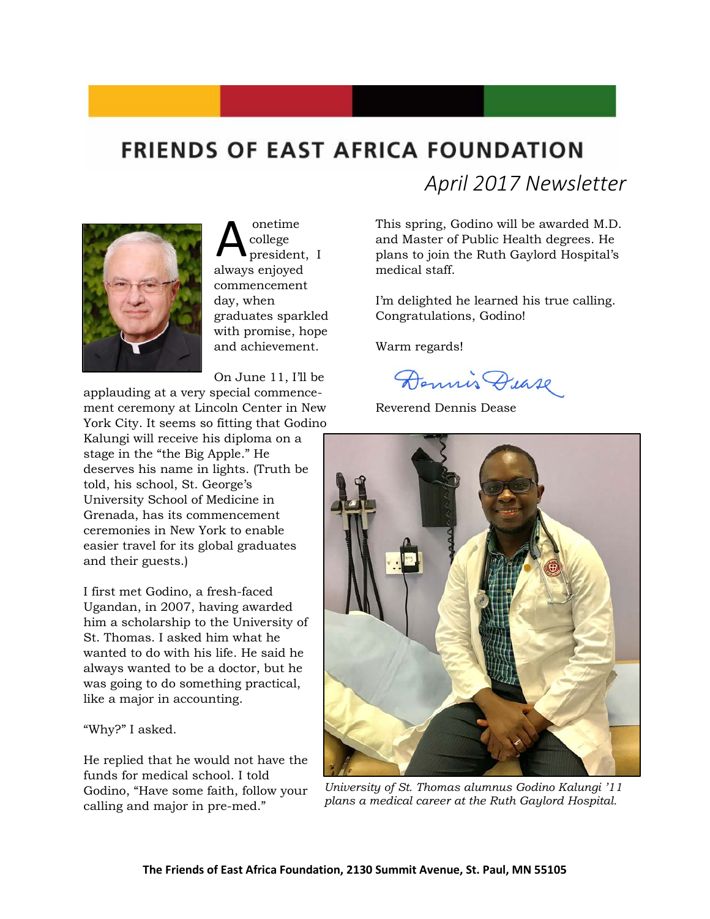# FRIENDS OF EAST AFRICA FOUNDATION

*April 2017 Newsletter*

A onetime college president, I always enjoyed commencement day, when graduates sparkled with promise, hope and achievement.

On June 11, I'll be applauding at a very special commencement ceremony at Lincoln Center in New York City. It seems so fitting that Godino Kalungi will receive his diploma on a stage in the "the Big Apple." He deserves his name in lights. (Truth be told, his school, St. George's University School of Medicine in Grenada, has its commencement ceremonies in New York to enable easier travel for its global graduates and their guests.)

I first met Godino, a fresh-faced Ugandan, in 2007, having awarded him a scholarship to the University of St. Thomas. I asked him what he wanted to do with his life. He said he always wanted to be a doctor, but he was going to do something practical, like a major in accounting.

"Why?" I asked.

He replied that he would not have the funds for medical school. I told Godino, "Have some faith, follow your calling and major in pre-med."

This spring, Godino will be awarded M.D. and Master of Public Health degrees. He plans to join the Ruth Gaylord Hospital's medical staff.

I'm delighted he learned his true calling. Congratulations, Godino!

Warm regards!

Dennis Dease

Reverend Dennis Dease

*University of St. Thomas alumnus Godino Kalungi '11 plans a medical career at the Ruth Gaylord Hospital.*

**The Friends of East Africa Foundation, 2130 Summit Avenue, St. Paul, MN 55105**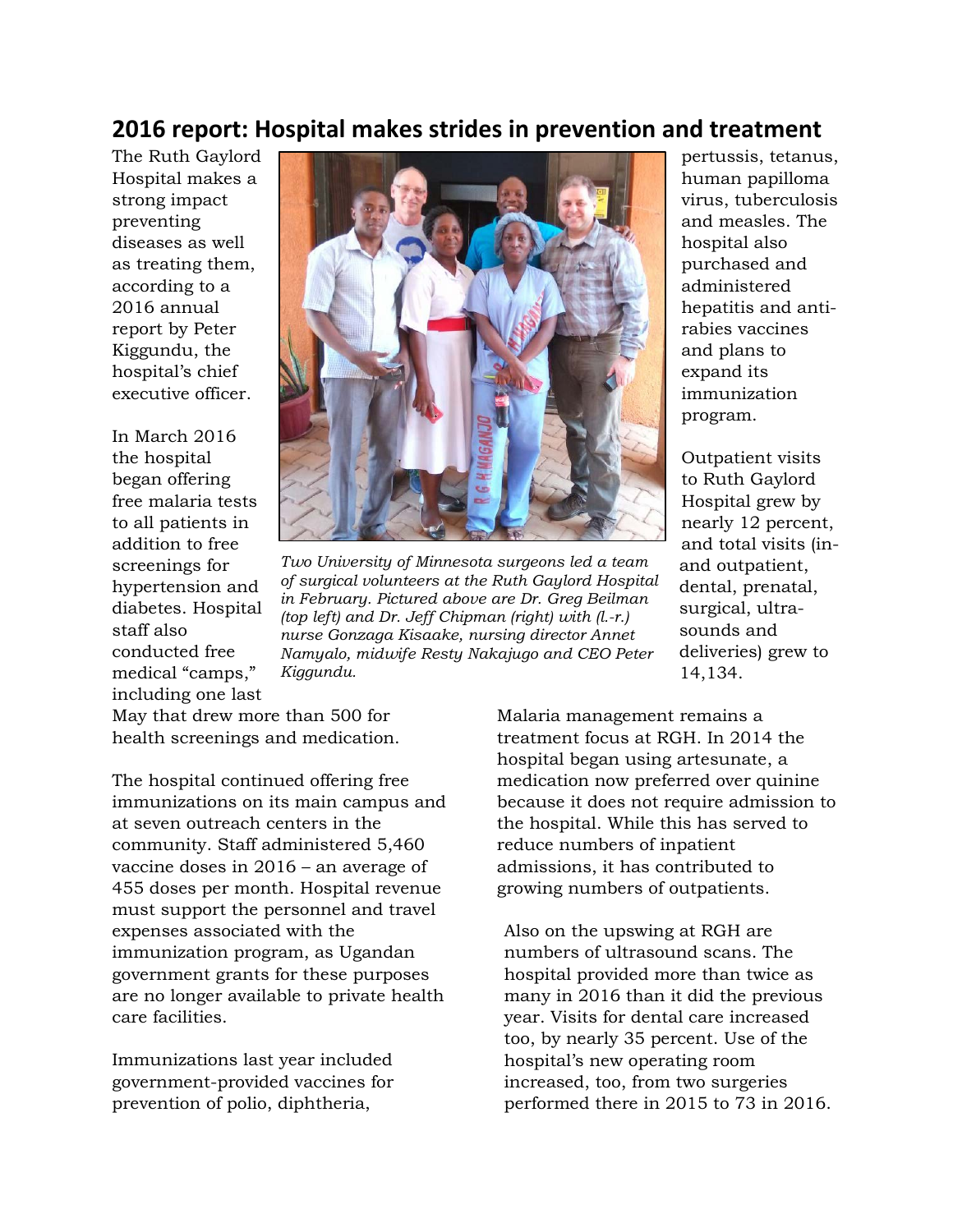## 2016 report: Hospital makes strides in prevention and treatment

The Ruth Gaylord Hospital makes a strong impact preventing diseases as well as treating them, according to a 2016 annual report by Peter Kiggundu, the hospital's chief executive officer.

In March 2016 the hospital began offering free malaria tests to all patients in addition to free screenings for hypertension and diabetes. Hospital staff also conducted free medical "camps," including one last May that drew more than 500 for health screenings and medication.

*Two University of Minnesota surgeons led a team of surgical volunteers at the Ruth Gaylord Hospital in February. Pictured above are Dr. Greg Beilman (top left) and Dr. Jeff Chipman (right) with (l.-r.) nurse Gonzaga Kisaake, nursing director Annet Namyalo, midwife Resty Nakajugo and CEO Peter Kiggundu.*

The hospital continued offering free immunizations on its main campus and at seven outreach centers in the community. Staff administered 5,460 vaccine doses in 2016 – an average of 455 doses per month. Hospital revenue must support the personnel and travel expenses associated with the immunization program, as Ugandan government grants for these purposes are no longer available to private health care facilities.

Immunizations last year included government-provided vaccines for prevention of polio, diphtheria, pertussis, tetanus, human papilloma virus, tuberculosis and measles. The hospital also purchased and administered hepatitis and anti-rabies vaccines and plans to expand its immunization program.

Outpatient visits to Ruth Gaylord Hospital grew by nearly 12 percent, and total visits (in- and outpatient, dental, prenatal, surgical, ultra-sounds and deliveries) grew to 14,134.

Malaria management remains a treatment focus at RGH. In 2014 the hospital began using artesunate, a medication now preferred over quinine because it does not require admission to the hospital. While this has served to reduce numbers of inpatient admissions, it has contributed to growing numbers of outpatients.

Also on the upswing at RGH are numbers of ultrasound scans. The hospital provided more than twice as many in 2016 than it did the previous year. Visits for dental care increased too, by nearly 35 percent. Use of the hospital's new operating room increased, too, from two surgeries performed there in 2015 to 73 in 2016.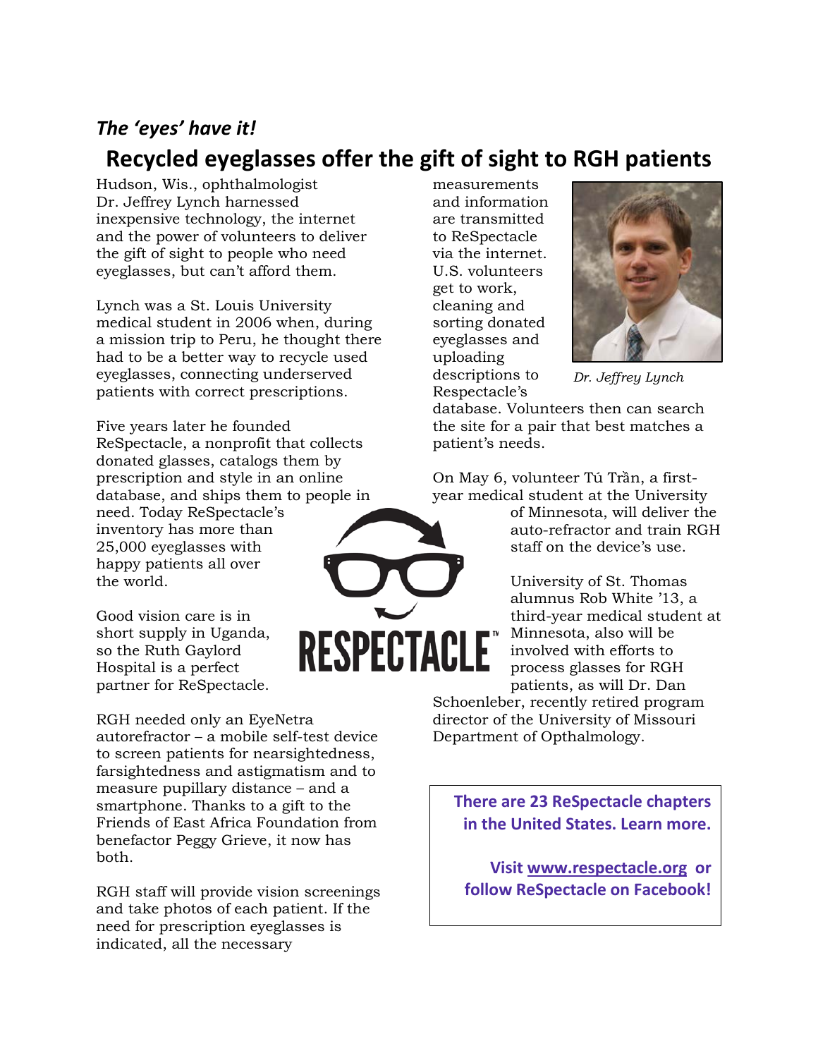*The 'eyes' have it!*

# Recycled eyeglasses offer the gift of sight to RGH patients

Hudson, Wis., ophthalmologist Dr. Jeffrey Lynch harnessed inexpensive technology, the internet and the power of volunteers to deliver the gift of sight to people who need eyeglasses, but can't afford them.

Lynch was a St. Louis University medical student in 2006 when, during a mission trip to Peru, he thought there had to be a better way to recycle used eyeglasses, connecting underserved patients with correct prescriptions.

Five years later he founded ReSpectacle, a nonprofit that collects donated glasses, catalogs them by prescription and style in an online database, and ships them to people in need. Today ReSpectacle's inventory has more than 25,000 eyeglasses with happy patients all over the world.

Good vision care is in short supply in Uganda, so the Ruth Gaylord Hospital is a perfect partner for ReSpectacle.

RGH needed only an EyeNetra autorefractor – a mobile self-test device to screen patients for nearsightedness, farsightedness and astigmatism and to measure pupillary distance – and a smartphone. Thanks to a gift to the Friends of East Africa Foundation from benefactor Peggy Grieve, it now has both.

RGH staff will provide vision screenings and take photos of each patient. If the need for prescription eyeglasses is indicated, all the necessary measurements and information are transmitted to ReSpectacle via the internet. U.S. volunteers get to work, cleaning and sorting donated eyeglasses and uploading descriptions to Respectacle's database. Volunteers then can search the site for a pair that best matches a patient's needs.

*Dr. Jeffrey Lynch*

On May 6, volunteer Tú Trần, a first-year medical student at the University of Minnesota, will deliver the auto-refractor and train RGH staff on the device's use.

University of St. Thomas alumnus Rob White '13, a third-year medical student at Minnesota, also will be involved with efforts to process glasses for RGH patients, as will Dr. Dan Schoenleber, recently retired program director of the University of Missouri Department of Opthalmology.

**There are 23 ReSpectacle chapters in the United States. Learn more.**

**Visit [www.respectacle.org](http://www.respectacle.org) or follow ReSpectacle on Facebook!**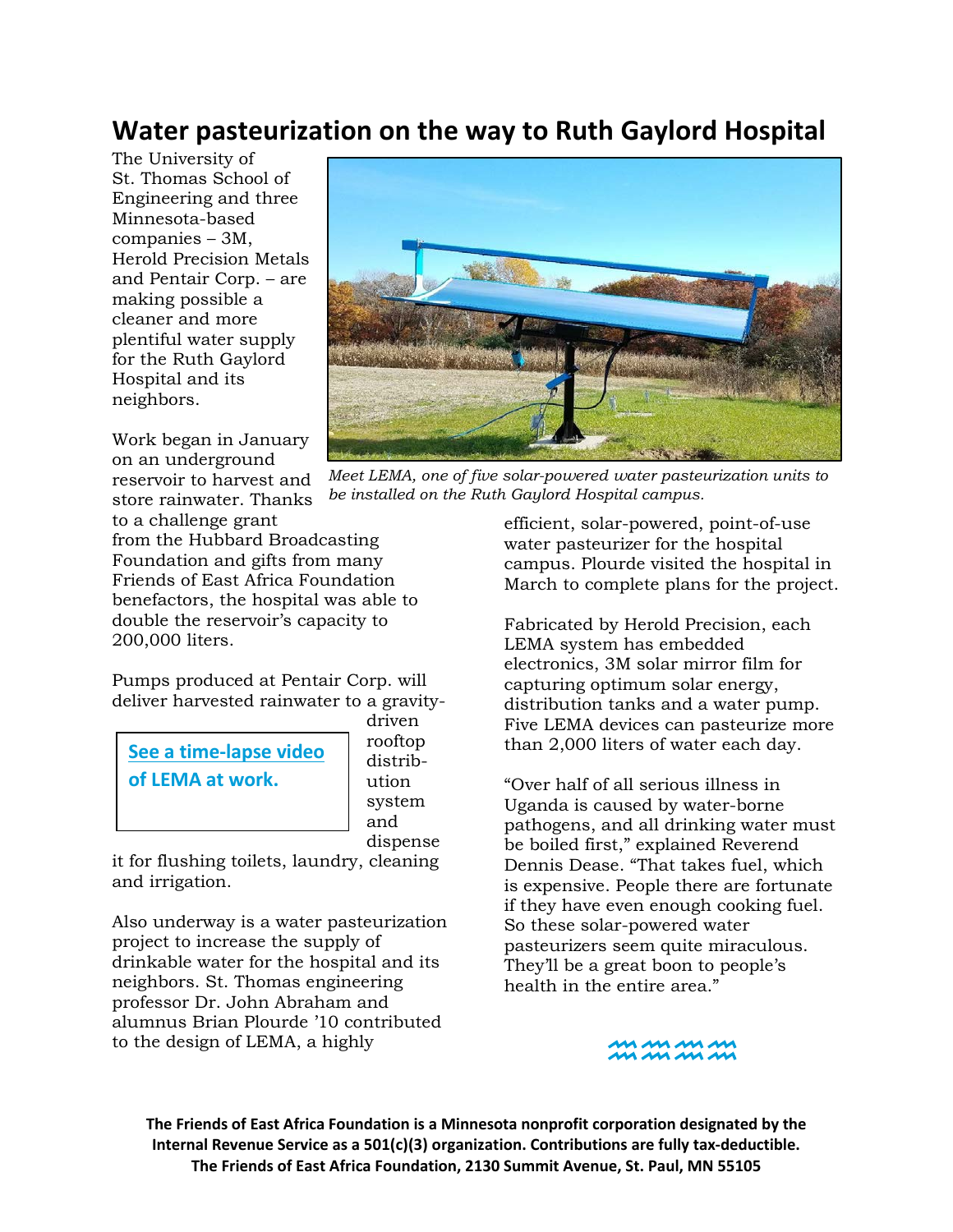# Water pasteurization on the way to Ruth Gaylord Hospital

The University of St. Thomas School of Engineering and three Minnesota-based companies – 3M, Herold Precision Metals and Pentair Corp. – are making possible a cleaner and more plentiful water supply for the Ruth Gaylord Hospital and its neighbors.

*Meet LEMA, one of five solar-powered water pasteurization units to be installed on the Ruth Gaylord Hospital campus.*

Work began in January on an underground reservoir to harvest and store rainwater. Thanks to a challenge grant from the Hubbard Broadcasting Foundation and gifts from many Friends of East Africa Foundation benefactors, the hospital was able to double the reservoir's capacity to 200,000 liters.

Pumps produced at Pentair Corp. will deliver harvested rainwater to a gravity-driven rooftop distribution system and dispense it for flushing toilets, laundry, cleaning and irrigation.

**See a time-lapse video of LEMA at work.**

Also underway is a water pasteurization project to increase the supply of drinkable water for the hospital and its neighbors. St. Thomas engineering professor Dr. John Abraham and alumnus Brian Plourde '10 contributed to the design of LEMA, a highly efficient, solar-powered, point-of-use water pasteurizer for the hospital campus. Plourde visited the hospital in March to complete plans for the project.

Fabricated by Herold Precision, each LEMA system has embedded electronics, 3M solar mirror film for capturing optimum solar energy, distribution tanks and a water pump. Five LEMA devices can pasteurize more than 2,000 liters of water each day.

"Over half of all serious illness in Uganda is caused by water-borne pathogens, and all drinking water must be boiled first," explained Reverend Dennis Dease. "That takes fuel, which is expensive. People there are fortunate if they have even enough cooking fuel. So these solar-powered water pasteurizers seem quite miraculous. They'll be a great boon to people's health in the entire area."

**The Friends of East Africa Foundation is a Minnesota nonprofit corporation designated by the Internal Revenue Service as a 501(c)(3) organization. Contributions are fully tax-deductible.**
**The Friends of East Africa Foundation, 2130 Summit Avenue, St. Paul, MN 55105**